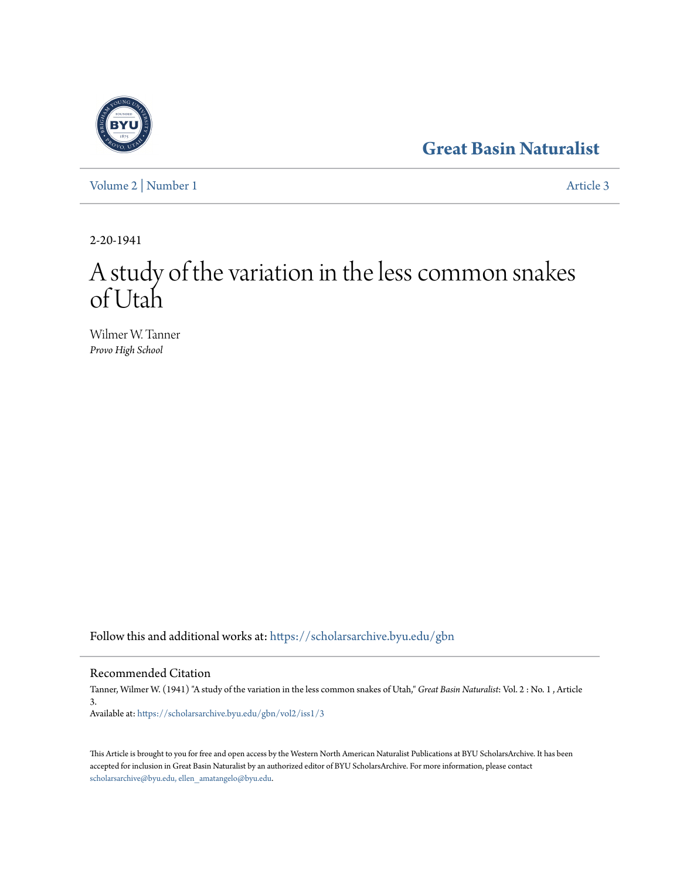Great Basin Naturalist

Volume 2 | Number 1 Article 3

2-20-1941

# A study of the variation in the less common snakes of Utah

Wilmer W. Tanner
*Provo High School*

Follow this and additional works at: https://scholarsarchive.byu.edu/gbn

## Recommended Citation

Tanner, Wilmer W. (1941) "A study of the variation in the less common snakes of Utah," *Great Basin Naturalist*: Vol. 2 : No. 1 , Article 3.
Available at: https://scholarsarchive.byu.edu/gbn/vol2/iss1/3

This Article is brought to you for free and open access by the Western North American Naturalist Publications at BYU ScholarsArchive. It has been accepted for inclusion in Great Basin Naturalist by an authorized editor of BYU ScholarsArchive. For more information, please contact scholarsarchive@byu.edu, ellen_amatangelo@byu.edu.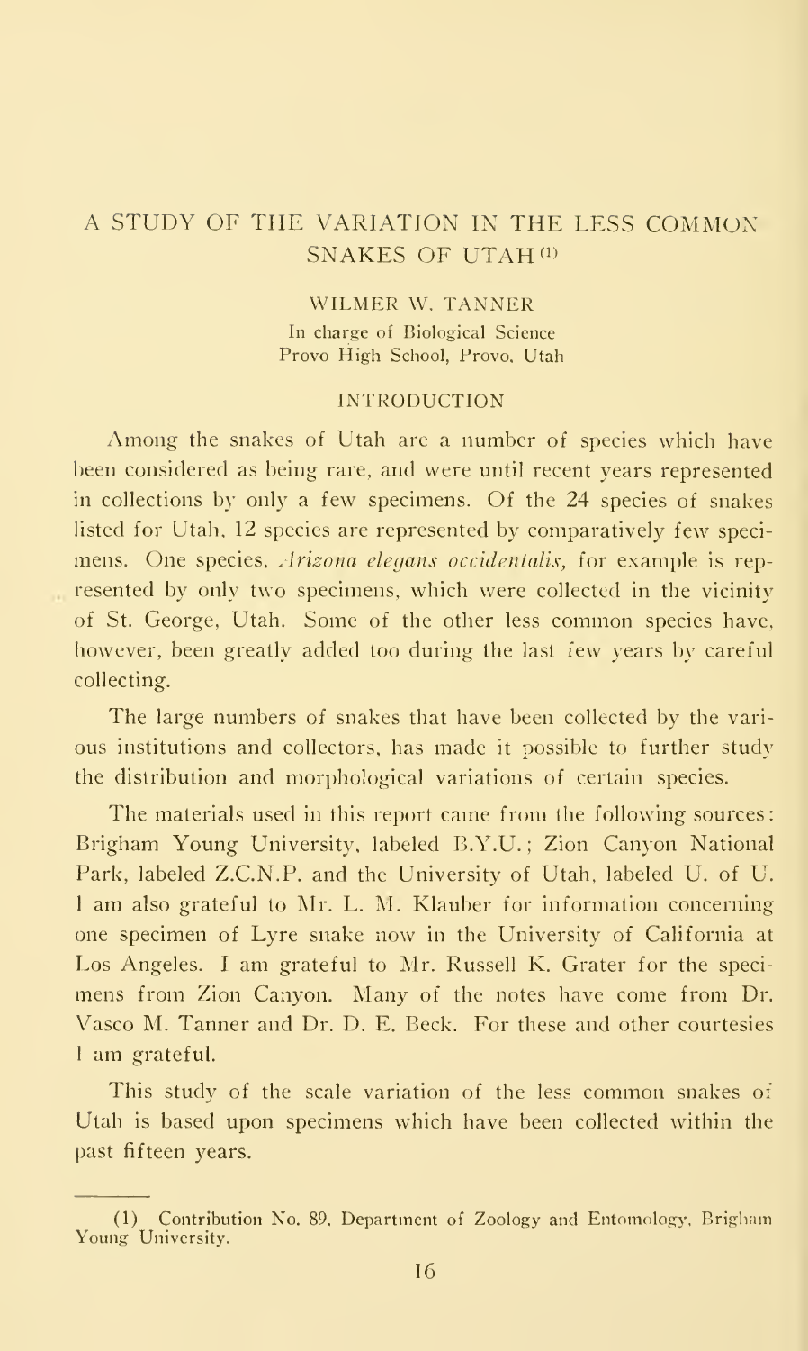# A STUDY OF THE VARIATION IN THE LESS COMMON SNAKES OF UTAH [1]

WILMER W. TANNER
In charge of Biological Science
Provo High School, Provo, Utah

## INTRODUCTION

Among the snakes of Utah are a number of species which have been considered as being rare, and were until recent years represented in collections by only a few specimens. Of the 24 species of snakes listed for Utah, 12 species are represented by comparatively few specimens. One species, *Arizona elegans occidentalis,* for example is represented by only two specimens, which were collected in the vicinity of St. George, Utah. Some of the other less common species have, however, been greatly added too during the last few years by careful collecting.

The large numbers of snakes that have been collected by the various institutions and collectors, has made it possible to further study the distribution and morphological variations of certain species.

The materials used in this report came from the following sources: Brigham Young University, labeled B.Y.U.; Zion Canyon National Park, labeled Z.C.N.P. and the University of Utah, labeled U. of U. I am also grateful to Mr. L. M. Klauber for information concerning one specimen of Lyre snake now in the University of California at Los Angeles. I am grateful to Mr. Russell K. Grater for the specimens from Zion Canyon. Many of the notes have come from Dr. Vasco M. Tanner and Dr. D. E. Beck. For these and other courtesies I am grateful.

This study of the scale variation of the less common snakes of Utah is based upon specimens which have been collected within the past fifteen years.

---

(1) Contribution No. 89, Department of Zoology and Entomology, Brigham Young University.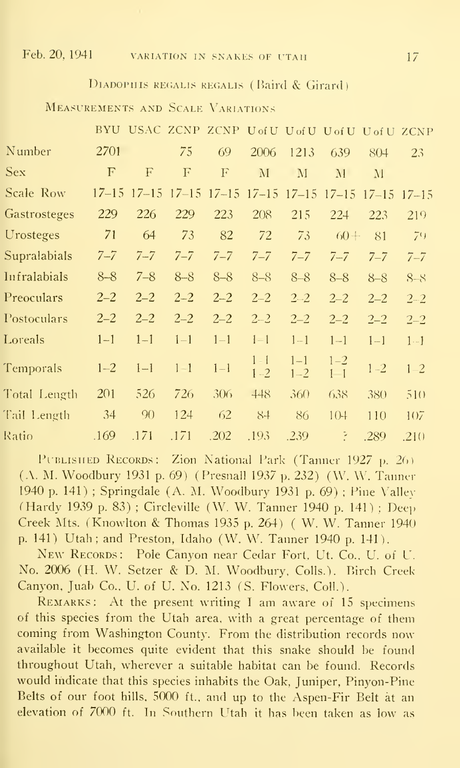Diadophis regalis regalis (Baird & Girard)

Measurements and Scale Variations

| | BYU | USAC | ZCNP | ZCNP | U of U | U of U | U of U | U of U | ZCNP |
|---|---|---|---|---|---|---|---|---|---|
| Number | 2701 | | 75 | 69 | 2006 | 1213 | 639 | 804 | 23 |
| Sex | F | F | F | F | M | M | M | M | |
| Scale Row | 17–15 | 17–15 | 17–15 | 17–15 | 17–15 | 17–15 | 17–15 | 17–15 | 17–15 |
| Gastrosteges | 229 | 226 | 229 | 223 | 208 | 215 | 224 | 223 | 219 |
| Urosteges | 71 | 64 | 73 | 82 | 72 | 73 | 60+ | 81 | 79 |
| Supralabials | 7–7 | 7–7 | 7–7 | 7–7 | 7–7 | 7–7 | 7–7 | 7–7 | 7–7 |
| Infralabials | 8–8 | 7–8 | 8–8 | 8–8 | 8–8 | 8–8 | 8–8 | 8–8 | 8–8 |
| Preoculars | 2–2 | 2–2 | 2–2 | 2–2 | 2–2 | 2–2 | 2–2 | 2–2 | 2–2 |
| Postoculars | 2–2 | 2–2 | 2–2 | 2–2 | 2–2 | 2–2 | 2–2 | 2–2 | 2–2 |
| Loreals | 1–1 | 1–1 | 1–1 | 1–1 | 1–1 | 1–1 | 1–1 | 1–1 | 1–1 |
| Temporals | 1–2 | 1–1 | 1–1 | 1–1 | 1–1 1–2 | 1–1 1–2 | 1–2 1–1 | 1–2 | 1–2 |
| Total Length | 201 | 526 | 726 | 306 | 448 | 360 | 638 | 380 | 510 |
| Tail Length | 34 | 90 | 124 | 62 | 84 | 86 | 104 | 110 | 107 |
| Ratio | .169 | .171 | .171 | .202 | .193 | .239 | ? | .289 | .210 |

Published Records: Zion National Park (Tanner 1927 p. 26) (A. M. Woodbury 1931 p. 69) (Presnall 1937 p. 232) (W. W. Tanner 1940 p. 141); Springdale (A. M. Woodbury 1931 p. 69); Pine Valley (Hardy 1939 p. 83); Circleville (W. W. Tanner 1940 p. 141); Deep Creek Mts. (Knowlton & Thomas 1935 p. 264) (W. W. Tanner 1940 p. 141) Utah; and Preston, Idaho (W. W. Tanner 1940 p. 141).

New Records: Pole Canyon near Cedar Fort, Ut. Co., U. of U. No. 2006 (H. W. Setzer & D. M. Woodbury, Colls.). Birch Creek Canyon, Juab Co., U. of U. No. 1213 (S. Flowers, Coll.).

Remarks: At the present writing I am aware of 15 specimens of this species from the Utah area, with a great percentage of them coming from Washington County. From the distribution records now available it becomes quite evident that this snake should be found throughout Utah, wherever a suitable habitat can be found. Records would indicate that this species inhabits the Oak, Juniper, Pinyon-Pine Belts of our foot hills, 5000 ft., and up to the Aspen-Fir Belt at an elevation of 7000 ft. In Southern Utah it has been taken as low as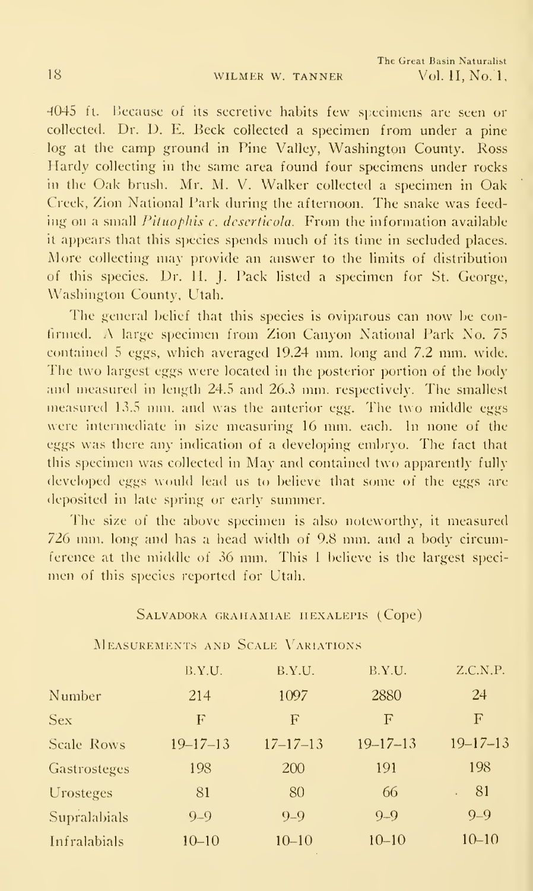4045 ft. Because of its secretive habits few specimens are seen or collected. Dr. D. E. Beck collected a specimen from under a pine log at the camp ground in Pine Valley, Washington County. Ross Hardy collecting in the same area found four specimens under rocks in the Oak brush. Mr. M. V. Walker collected a specimen in Oak Creek, Zion National Park during the afternoon. The snake was feeding on a small *Pituophis c. deserticola*. From the information available it appears that this species spends much of its time in secluded places. More collecting may provide an answer to the limits of distribution of this species. Dr. H. J. Pack listed a specimen for St. George, Washington County, Utah.

The general belief that this species is oviparous can now be confirmed. A large specimen from Zion Canyon National Park No. 75 contained 5 eggs, which averaged 19.24 mm. long and 7.2 mm. wide. The two largest eggs were located in the posterior portion of the body and measured in length 24.5 and 26.3 mm. respectively. The smallest measured 13.5 mm. and was the anterior egg. The two middle eggs were intermediate in size measuring 16 mm. each. In none of the eggs was there any indication of a developing embryo. The fact that this specimen was collected in May and contained two apparently fully developed eggs would lead us to believe that some of the eggs are deposited in late spring or early summer.

The size of the above specimen is also noteworthy, it measured 726 mm. long and has a head width of 9.8 mm. and a body circumference at the middle of 36 mm. This I believe is the largest specimen of this species reported for Utah.

## Salvadora grahamiae hexalepis (Cope)

Measurements and Scale Variations

| | B.Y.U. | B.Y.U. | B.Y.U. | Z.C.N.P. |
|---|---|---|---|---|
| Number | 214 | 1097 | 2880 | 24 |
| Sex | F | F | F | F |
| Scale Rows | 19–17–13 | 17–17–13 | 19–17–13 | 19–17–13 |
| Gastrosteges | 198 | 200 | 191 | 198 |
| Urosteges | 81 | 80 | 66 | 81 |
| Supralabials | 9–9 | 9–9 | 9–9 | 9–9 |
| Infralabials | 10–10 | 10–10 | 10–10 | 10–10 |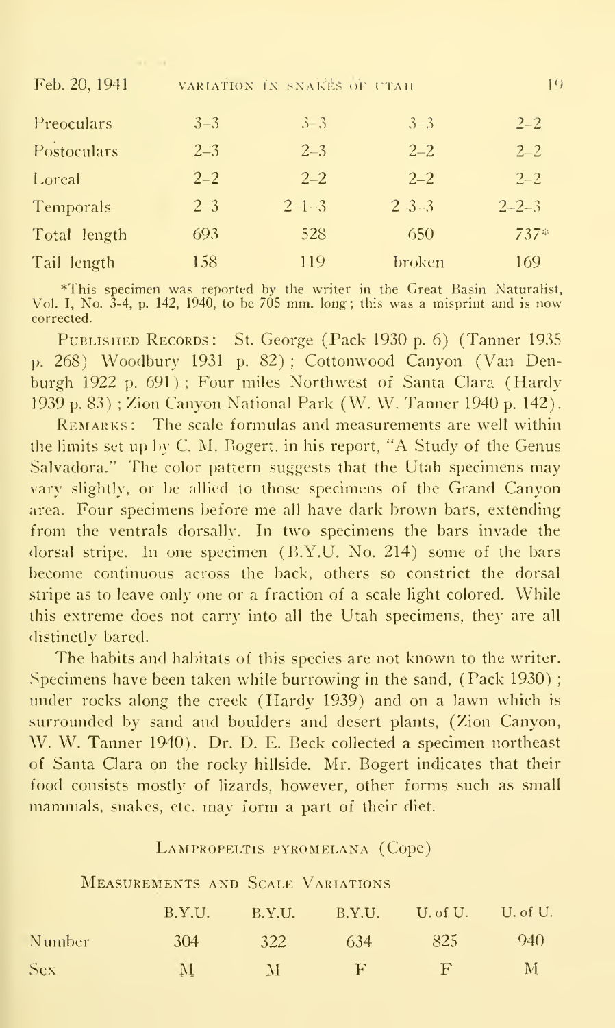| | | | | |
|---|---|---|---|---|
| Preoculars | 3–3 | 3–3 | 3–3 | 2–2 |
| Postoculars | 2–3 | 2–3 | 2–2 | 2–2 |
| Loreal | 2–2 | 2–2 | 2–2 | 2–2 |
| Temporals | 2–3 | 2–1–3 | 2–3–3 | 2–2–3 |
| Total length | 693 | 528 | 650 | 737* |
| Tail length | 158 | 119 | broken | 169 |

*This specimen was reported by the writer in the Great Basin Naturalist, Vol. I, No. 3-4, p. 142, 1940, to be 705 mm. long; this was a misprint and is now corrected.

Published Records: St. George (Pack 1930 p. 6) (Tanner 1935 p. 268) Woodbury 1931 p. 82); Cottonwood Canyon (Van Denburgh 1922 p. 691); Four miles Northwest of Santa Clara (Hardy 1939 p. 83); Zion Canyon National Park (W. W. Tanner 1940 p. 142).

Remarks: The scale formulas and measurements are well within the limits set up by C. M. Bogert, in his report, "A Study of the Genus Salvadora." The color pattern suggests that the Utah specimens may vary slightly, or be allied to those specimens of the Grand Canyon area. Four specimens before me all have dark brown bars, extending from the ventrals dorsally. In two specimens the bars invade the dorsal stripe. In one specimen (B.Y.U. No. 214) some of the bars become continuous across the back, others so constrict the dorsal stripe as to leave only one or a fraction of a scale light colored. While this extreme does not carry into all the Utah specimens, they are all distinctly bared.

The habits and habitats of this species are not known to the writer. Specimens have been taken while burrowing in the sand, (Pack 1930); under rocks along the creek (Hardy 1939) and on a lawn which is surrounded by sand and boulders and desert plants, (Zion Canyon, W. W. Tanner 1940). Dr. D. E. Beck collected a specimen northeast of Santa Clara on the rocky hillside. Mr. Bogert indicates that their food consists mostly of lizards, however, other forms such as small mammals, snakes, etc. may form a part of their diet.

## Lampropeltis pyromelana (Cope)

### Measurements and Scale Variations

| | B.Y.U. | B.Y.U. | B.Y.U. | U. of U. | U. of U. |
|---|---|---|---|---|---|
| Number | 304 | 322 | 634 | 825 | 940 |
| Sex | M | M | F | F | M |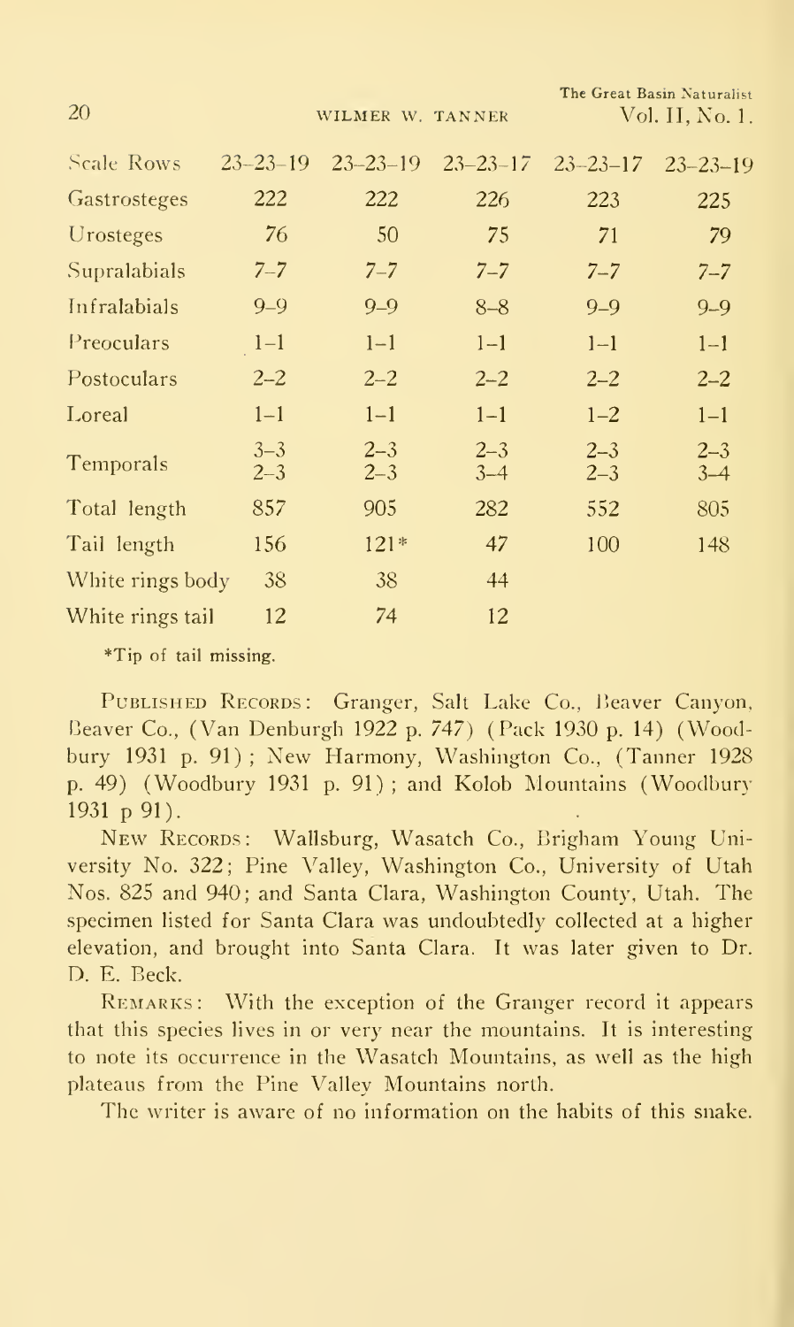| Scale Rows | 23–23–19 | 23–23–19 | 23–23–17 | 23–23–17 | 23–23–19 |
|---|---|---|---|---|---|
| Gastrosteges | 222 | 222 | 226 | 223 | 225 |
| Urosteges | 76 | 50 | 75 | 71 | 79 |
| Supralabials | 7–7 | 7–7 | 7–7 | 7–7 | 7–7 |
| Infralabials | 9–9 | 9–9 | 8–8 | 9–9 | 9–9 |
| Preoculars | 1–1 | 1–1 | 1–1 | 1–1 | 1–1 |
| Postoculars | 2–2 | 2–2 | 2–2 | 2–2 | 2–2 |
| Loreal | 1–1 | 1–1 | 1–1 | 1–2 | 1–1 |
| Temporals | 3–3 2–3 | 2–3 2–3 | 2–3 3–4 | 2–3 2–3 | 2–3 3–4 |
| Total length | 857 | 905 | 282 | 552 | 805 |
| Tail length | 156 | 121* | 47 | 100 | 148 |
| White rings body | 38 | 38 | 44 | | |
| White rings tail | 12 | 74 | 12 | | |

*Tip of tail missing.

PUBLISHED RECORDS: Granger, Salt Lake Co., Beaver Canyon, Beaver Co., (Van Denburgh 1922 p. 747) (Pack 1930 p. 14) (Woodbury 1931 p. 91); New Harmony, Washington Co., (Tanner 1928 p. 49) (Woodbury 1931 p. 91); and Kolob Mountains (Woodbury 1931 p 91).

NEW RECORDS: Wallsburg, Wasatch Co., Brigham Young University No. 322; Pine Valley, Washington Co., University of Utah Nos. 825 and 940; and Santa Clara, Washington County, Utah. The specimen listed for Santa Clara was undoubtedly collected at a higher elevation, and brought into Santa Clara. It was later given to Dr. D. E. Beck.

REMARKS: With the exception of the Granger record it appears that this species lives in or very near the mountains. It is interesting to note its occurrence in the Wasatch Mountains, as well as the high plateaus from the Pine Valley Mountains north.

The writer is aware of no information on the habits of this snake.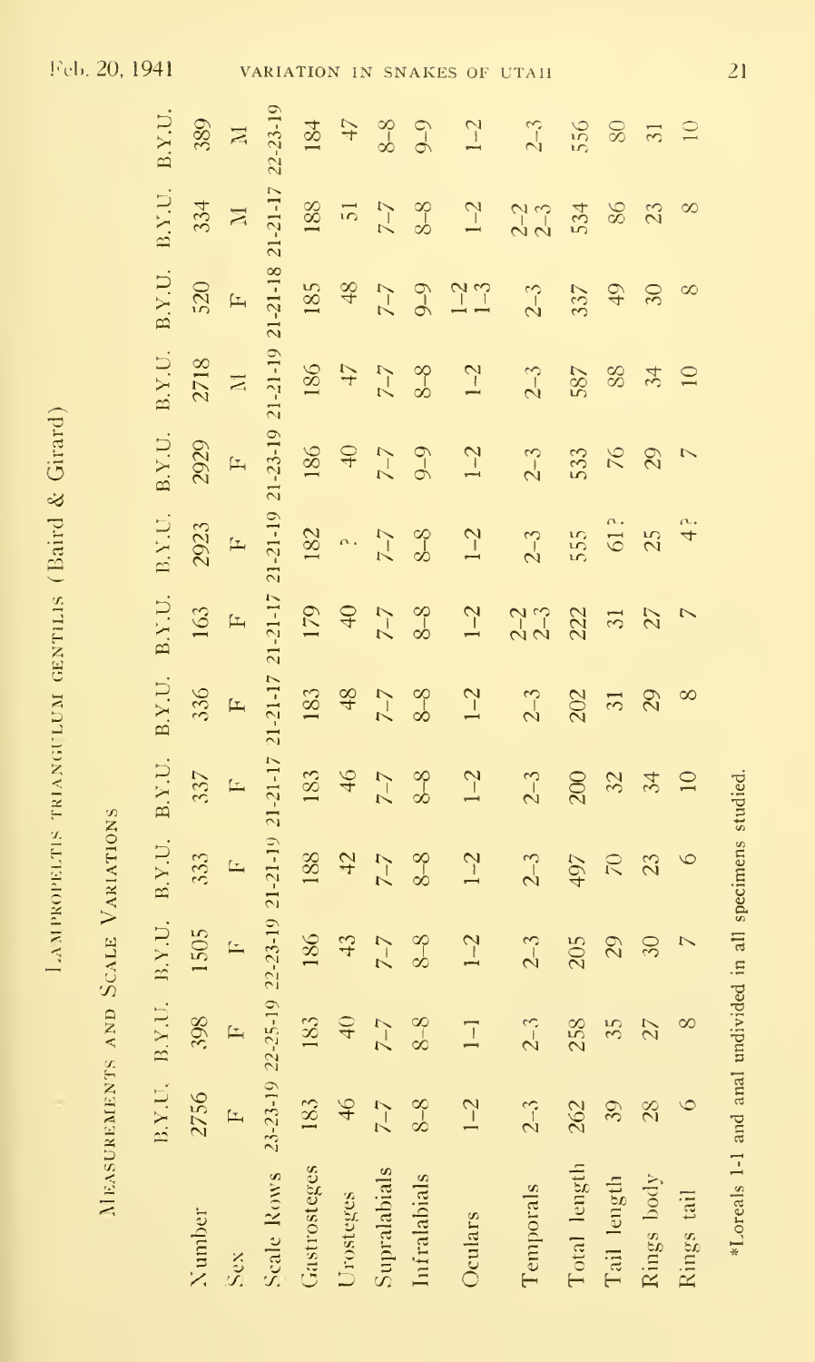## Lampropeltis triangulum gentilis (Baird & Girard)

### Measurements and Scale Variations

| | B.Y.U. | B.Y.U. | B.Y.U. | B.Y.U. | B.Y.U. | B.Y.U. | B.Y.U. | B.Y.U. | B.Y.U. | B.Y.U. | B.Y.U. | B.Y.U. | B.Y.U. |
|---|---|---|---|---|---|---|---|---|---|---|---|---|---|
| Number | 2756 | 398 | 1505 | 333 | 337 | 336 | 163 | 2923 | 2929 | 2718 | 520 | 334 | 389 |
| Sex | F | F | F | F | F | F | F | F | F | M | F | M | M |
| Scale Rows | 23-23-19 | 22-25-19 | 22-23-19 | 21-21-19 | 21-21-17 | 21-21-17 | 21-21-17 | 21-21-19 | 21-23-19 | 21-21-19 | 21-21-18 | 21-21-17 | 22-23-19 |
| Gastrosteges | 183 | 183 | 186 | 188 | 183 | 183 | 179 | 182 | 186 | 186 | 185 | 188 | 184 |
| Urosteges | 46 | 40 | 43 | 42 | 46 | 48 | 40 | ? | 40 | 47 | 48 | 51 | 47 |
| Supralabials | 7–7 | 7–7 | 7–7 | 7–7 | 7–7 | 7–7 | 7–7 | 7–7 | 7–7 | 7–7 | 7–7 | 7–7 | 8–8 |
| Infralabials | 8–8 | 8–8 | 8–8 | 8–8 | 8–8 | 8–8 | 8–8 | 8–8 | 9–9 | 8–8 | 9–9 | 8–8 | 9–9 |
| Oculars | 1–2 | 1–1 | 1–2 | 1–2 | 1–2 | 1–2 | 1–2 | 1–2 | 1–2 | 1–2 | 1–2 1–3 | 1–2 | 1–2 |
| Temporals | 2–3 | 2–3 | 2–3 | 2–3 | 2–3 | 2–3 | 2–2 2–3 | 2–3 | 2–3 | 2–3 | 2–3 | 2–2 2–3 | 2–3 |
| Total length | 262 | 258 | 205 | 497 | 200 | 202 | 222 | 555 | 533 | 587 | 337 | 534 | 556 |
| Tail length | 39 | 35 | 29 | 70 | 32 | 31 | 31 | 61? | 76 | 88 | 49 | 86 | 80 |
| Rings body | 28 | 27 | 30 | 23 | 34 | 29 | 27 | 25 | 29 | 34 | 30 | 23 | 31 |
| Rings tail | 6 | 8 | 7 | 6 | 10 | 8 | 7 | 4? | 7 | 10 | 8 | 8 | 10 |

*Loreals 1-1 and anal undivided in all specimens studied.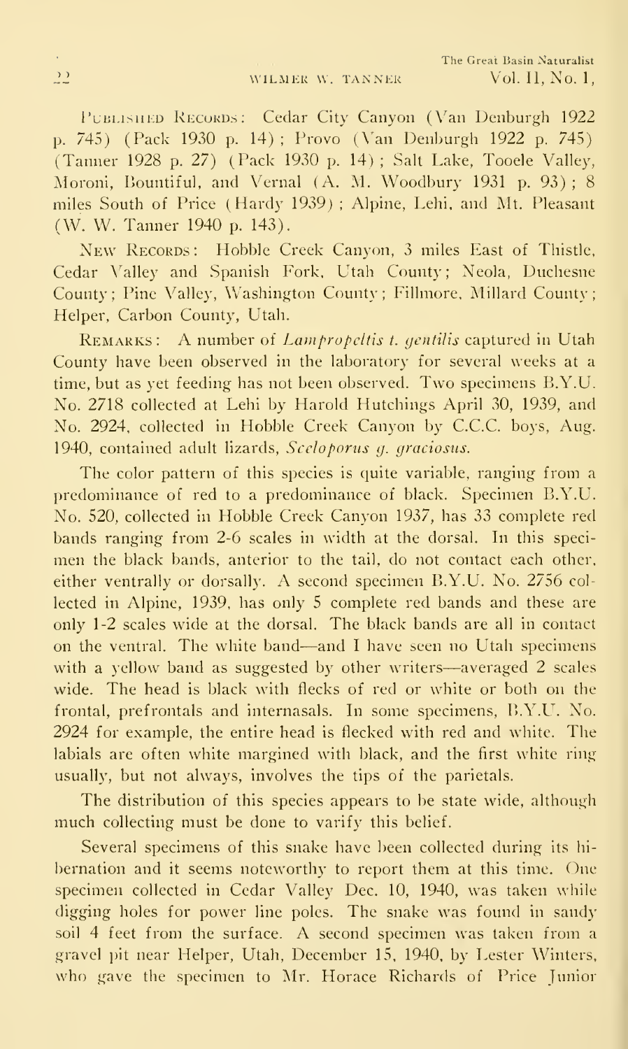Published Records: Cedar City Canyon (Van Denburgh 1922 p. 745) (Pack 1930 p. 14); Provo (Van Denburgh 1922 p. 745) (Tanner 1928 p. 27) (Pack 1930 p. 14); Salt Lake, Tooele Valley, Moroni, Bountiful, and Vernal (A. M. Woodbury 1931 p. 93); 8 miles South of Price (Hardy 1939); Alpine, Lehi, and Mt. Pleasant (W. W. Tanner 1940 p. 143).

New Records: Hobble Creek Canyon, 3 miles East of Thistle, Cedar Valley and Spanish Fork, Utah County; Neola, Duchesne County; Pine Valley, Washington County; Fillmore, Millard County; Helper, Carbon County, Utah.

Remarks: A number of *Lampropeltis t. gentilis* captured in Utah County have been observed in the laboratory for several weeks at a time, but as yet feeding has not been observed. Two specimens B.Y.U. No. 2718 collected at Lehi by Harold Hutchings April 30, 1939, and No. 2924, collected in Hobble Creek Canyon by C.C.C. boys, Aug. 1940, contained adult lizards, *Sceloporus g. graciosus*.

The color pattern of this species is quite variable, ranging from a predominance of red to a predominance of black. Specimen B.Y.U. No. 520, collected in Hobble Creek Canyon 1937, has 33 complete red bands ranging from 2-6 scales in width at the dorsal. In this specimen the black bands, anterior to the tail, do not contact each other, either ventrally or dorsally. A second specimen B.Y.U. No. 2756 collected in Alpine, 1939, has only 5 complete red bands and these are only 1-2 scales wide at the dorsal. The black bands are all in contact on the ventral. The white band—and I have seen no Utah specimens with a yellow band as suggested by other writers—averaged 2 scales wide. The head is black with flecks of red or white or both on the frontal, prefrontals and internasals. In some specimens, B.Y.U. No. 2924 for example, the entire head is flecked with red and white. The labials are often white margined with black, and the first white ring usually, but not always, involves the tips of the parietals.

The distribution of this species appears to be state wide, although much collecting must be done to varify this belief.

Several specimens of this snake have been collected during its hibernation and it seems noteworthy to report them at this time. One specimen collected in Cedar Valley Dec. 10, 1940, was taken while digging holes for power line poles. The snake was found in sandy soil 4 feet from the surface. A second specimen was taken from a gravel pit near Helper, Utah, December 15, 1940, by Lester Winters, who gave the specimen to Mr. Horace Richards of Price Junior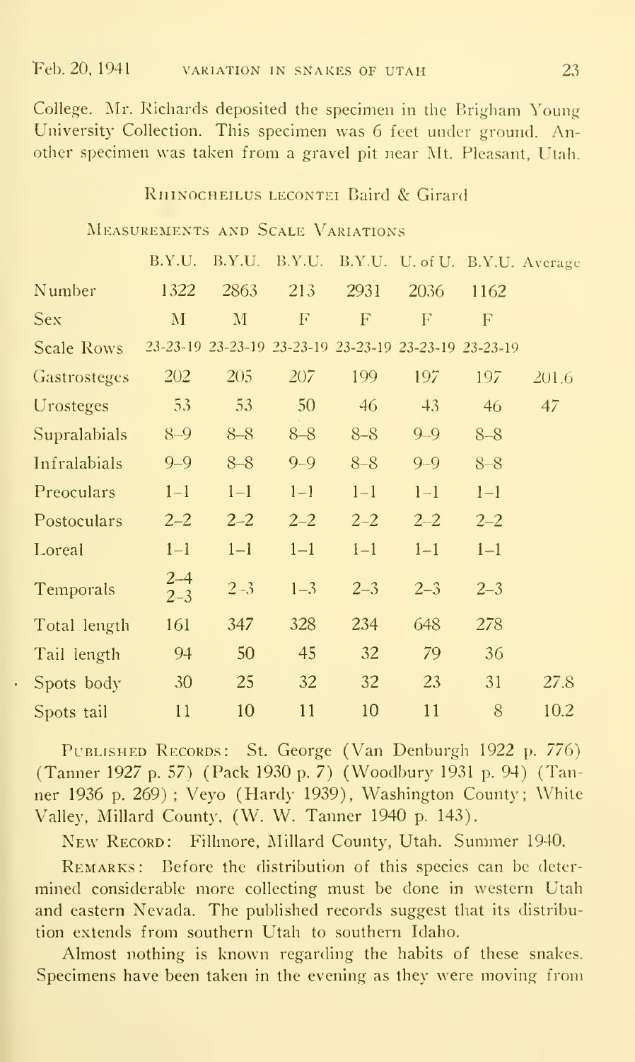College. Mr. Richards deposited the specimen in the Brigham Young University Collection. This specimen was 6 feet under ground. Another specimen was taken from a gravel pit near Mt. Pleasant, Utah.

## Rhinocheilus lecontei Baird & Girard

### Measurements and Scale Variations

| | B.Y.U. | B.Y.U. | B.Y.U. | B.Y.U. | U. of U. | B.Y.U. | Average |
|---|---|---|---|---|---|---|---|
| Number | 1322 | 2863 | 213 | 2931 | 2036 | 1162 | |
| Sex | M | M | F | F | F | F | |
| Scale Rows | 23-23-19 | 23-23-19 | 23-23-19 | 23-23-19 | 23-23-19 | 23-23-19 | |
| Gastrosteges | 202 | 205 | 207 | 199 | 197 | 197 | 201.6 |
| Urosteges | 53 | 53 | 50 | 46 | 43 | 46 | 47 |
| Supralabials | 8–9 | 8–8 | 8–8 | 8–8 | 9–9 | 8–8 | |
| Infralabials | 9–9 | 8–8 | 9–9 | 8–8 | 9–9 | 8–8 | |
| Preoculars | 1–1 | 1–1 | 1–1 | 1–1 | 1–1 | 1–1 | |
| Postoculars | 2–2 | 2–2 | 2–2 | 2–2 | 2–2 | 2–2 | |
| Loreal | 1–1 | 1–1 | 1–1 | 1–1 | 1–1 | 1–1 | |
| Temporals | 2–4 / 2–3 | 2–3 | 1–3 | 2–3 | 2–3 | 2–3 | |
| Total length | 161 | 347 | 328 | 234 | 648 | 278 | |
| Tail length | 94 | 50 | 45 | 32 | 79 | 36 | |
| Spots body | 30 | 25 | 32 | 32 | 23 | 31 | 27.8 |
| Spots tail | 11 | 10 | 11 | 10 | 11 | 8 | 10.2 |

Published Records: St. George (Van Denburgh 1922 p. 776) (Tanner 1927 p. 57) (Pack 1930 p. 7) (Woodbury 1931 p. 94) (Tanner 1936 p. 269); Veyo (Hardy 1939), Washington County; White Valley, Millard County, (W. W. Tanner 1940 p. 143).

New Record: Fillmore, Millard County, Utah. Summer 1940.

Remarks: Before the distribution of this species can be determined considerable more collecting must be done in western Utah and eastern Nevada. The published records suggest that its distribution extends from southern Utah to southern Idaho.

Almost nothing is known regarding the habits of these snakes. Specimens have been taken in the evening as they were moving from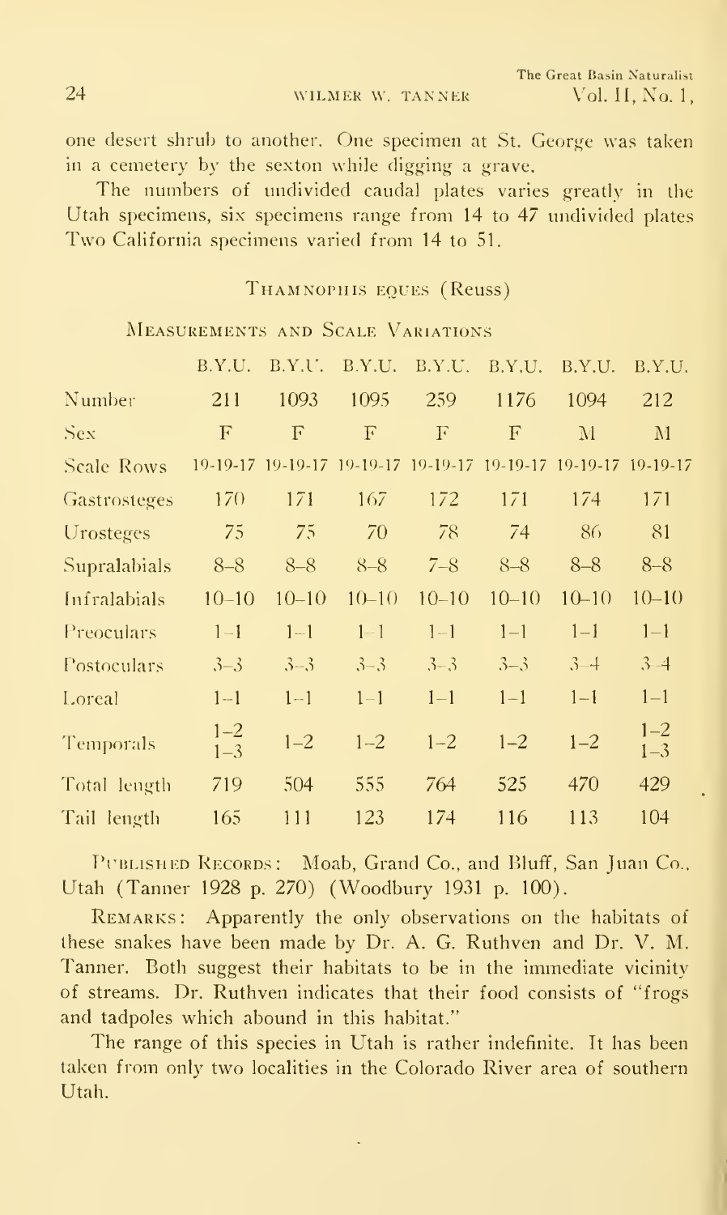one desert shrub to another. One specimen at St. George was taken in a cemetery by the sexton while digging a grave.

The numbers of undivided caudal plates varies greatly in the Utah specimens, six specimens range from 14 to 47 undivided plates Two California specimens varied from 14 to 51.

## Thamnophis eques (Reuss)

### Measurements and Scale Variations

| | B.Y.U. | B.Y.U. | B.Y.U. | B.Y.U. | B.Y.U. | B.Y.U. | B.Y.U. |
|---|---|---|---|---|---|---|---|
| Number | 211 | 1093 | 1095 | 259 | 1176 | 1094 | 212 |
| Sex | F | F | F | F | F | M | M |
| Scale Rows | 19-19-17 | 19-19-17 | 19-19-17 | 19-19-17 | 19-19-17 | 19-19-17 | 19-19-17 |
| Gastrosteges | 170 | 171 | 167 | 172 | 171 | 174 | 171 |
| Urosteges | 75 | 75 | 70 | 78 | 74 | 86 | 81 |
| Supralabials | 8–8 | 8–8 | 8–8 | 7–8 | 8–8 | 8–8 | 8–8 |
| Infralabials | 10–10 | 10–10 | 10–10 | 10–10 | 10–10 | 10–10 | 10–10 |
| Preoculars | 1–1 | 1–1 | 1–1 | 1–1 | 1–1 | 1–1 | 1–1 |
| Postoculars | 3–3 | 3–3 | 3–3 | 3–3 | 3–3 | 3–4 | 3–4 |
| Loreal | 1–1 | 1–1 | 1–1 | 1–1 | 1–1 | 1–1 | 1–1 |
| Temporals | 1–2 1–3 | 1–2 | 1–2 | 1–2 | 1–2 | 1–2 | 1–2 1–3 |
| Total length | 719 | 504 | 555 | 764 | 525 | 470 | 429 |
| Tail length | 165 | 111 | 123 | 174 | 116 | 113 | 104 |

Published Records: Moab, Grand Co., and Bluff, San Juan Co., Utah (Tanner 1928 p. 270) (Woodbury 1931 p. 100).

Remarks: Apparently the only observations on the habitats of these snakes have been made by Dr. A. G. Ruthven and Dr. V. M. Tanner. Both suggest their habitats to be in the immediate vicinity of streams. Dr. Ruthven indicates that their food consists of "frogs and tadpoles which abound in this habitat."

The range of this species in Utah is rather indefinite. It has been taken from only two localities in the Colorado River area of southern Utah.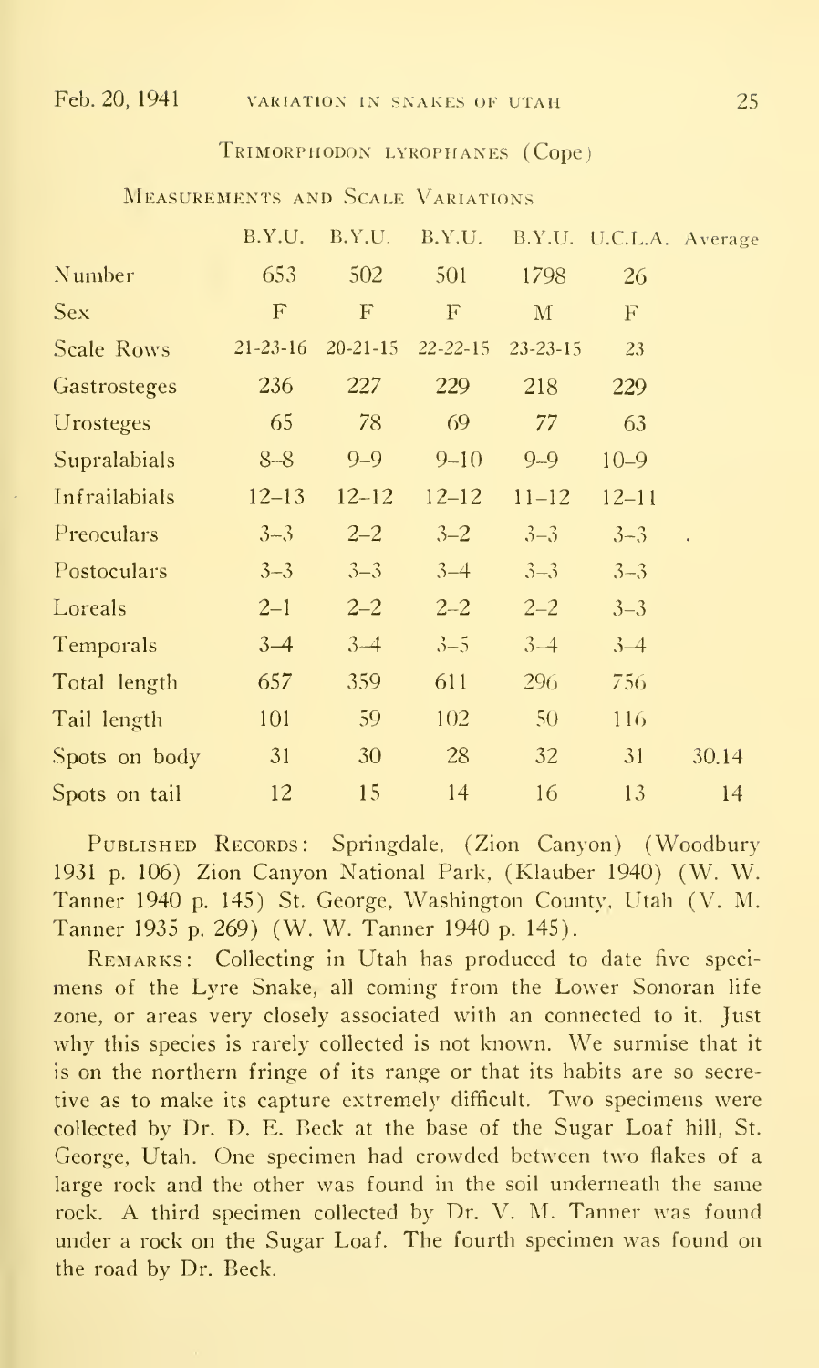## Trimorphodon lyrophanes (Cope)

### Measurements and Scale Variations

| | B.Y.U. | B.Y.U. | B.Y.U. | B.Y.U. | U.C.L.A. | Average |
|---|---|---|---|---|---|---|
| Number | 653 | 502 | 501 | 1798 | 26 | |
| Sex | F | F | F | M | F | |
| Scale Rows | 21-23-16 | 20-21-15 | 22-22-15 | 23-23-15 | 23 | |
| Gastrosteges | 236 | 227 | 229 | 218 | 229 | |
| Urosteges | 65 | 78 | 69 | 77 | 63 | |
| Supralabials | 8–8 | 9–9 | 9–10 | 9–9 | 10–9 | |
| Infrailabials | 12–13 | 12–12 | 12–12 | 11–12 | 12–11 | |
| Preoculars | 3–3 | 2–2 | 3–2 | 3–3 | 3–3 | |
| Postoculars | 3–3 | 3–3 | 3–4 | 3–3 | 3–3 | |
| Loreals | 2–1 | 2–2 | 2–2 | 2–2 | 3–3 | |
| Temporals | 3–4 | 3–4 | 3–5 | 3–4 | 3–4 | |
| Total length | 657 | 359 | 611 | 296 | 756 | |
| Tail length | 101 | 59 | 102 | 50 | 116 | |
| Spots on body | 31 | 30 | 28 | 32 | 31 | 30.14 |
| Spots on tail | 12 | 15 | 14 | 16 | 13 | 14 |

Published Records: Springdale, (Zion Canyon) (Woodbury 1931 p. 106) Zion Canyon National Park, (Klauber 1940) (W. W. Tanner 1940 p. 145) St. George, Washington County, Utah (V. M. Tanner 1935 p. 269) (W. W. Tanner 1940 p. 145).

Remarks: Collecting in Utah has produced to date five specimens of the Lyre Snake, all coming from the Lower Sonoran life zone, or areas very closely associated with an connected to it. Just why this species is rarely collected is not known. We surmise that it is on the northern fringe of its range or that its habits are so secretive as to make its capture extremely difficult. Two specimens were collected by Dr. D. E. Beck at the base of the Sugar Loaf hill, St. George, Utah. One specimen had crowded between two flakes of a large rock and the other was found in the soil underneath the same rock. A third specimen collected by Dr. V. M. Tanner was found under a rock on the Sugar Loaf. The fourth specimen was found on the road by Dr. Beck.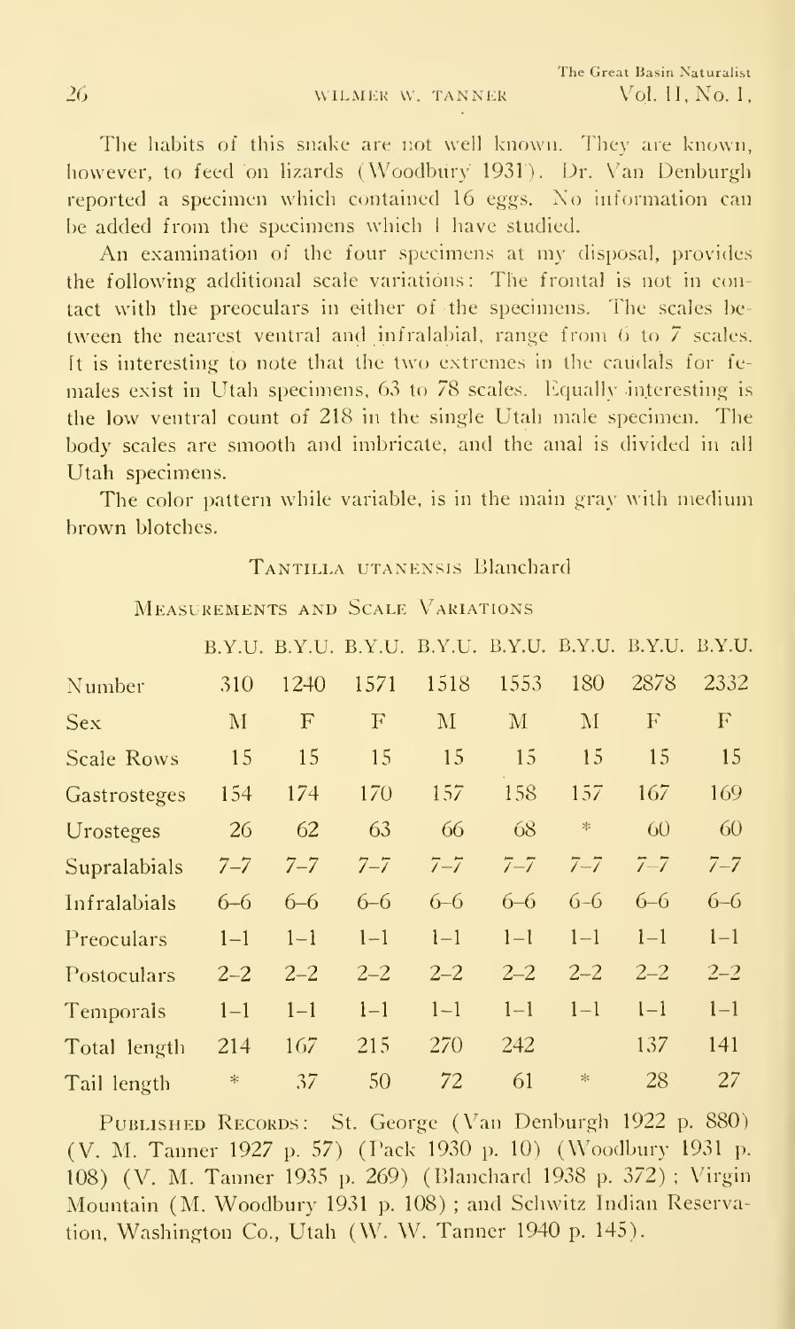The habits of this snake are not well known. They are known, however, to feed on lizards (Woodbury 1931). Dr. Van Denburgh reported a specimen which contained 16 eggs. No information can be added from the specimens which I have studied.

An examination of the four specimens at my disposal, provides the following additional scale variations: The frontal is not in contact with the preoculars in either of the specimens. The scales between the nearest ventral and infralabial, range from 6 to 7 scales. It is interesting to note that the two extremes in the caudals for females exist in Utah specimens, 63 to 78 scales. Equally interesting is the low ventral count of 218 in the single Utah male specimen. The body scales are smooth and imbricate, and the anal is divided in all Utah specimens.

The color pattern while variable, is in the main gray with medium brown blotches.

## Tantilla utanensis Blanchard

### Measurements and Scale Variations

| | B.Y.U. | B.Y.U. | B.Y.U. | B.Y.U. | B.Y.U. | B.Y.U. | B.Y.U. | B.Y.U. |
|---|---|---|---|---|---|---|---|---|
| Number | 310 | 1240 | 1571 | 1518 | 1553 | 180 | 2878 | 2332 |
| Sex | M | F | F | M | M | M | F | F |
| Scale Rows | 15 | 15 | 15 | 15 | 15 | 15 | 15 | 15 |
| Gastrosteges | 154 | 174 | 170 | 157 | 158 | 157 | 167 | 169 |
| Urosteges | 26 | 62 | 63 | 66 | 68 | * | 60 | 60 |
| Supralabials | 7–7 | 7–7 | 7–7 | 7–7 | 7–7 | 7–7 | 7–7 | 7–7 |
| Infralabials | 6–6 | 6–6 | 6–6 | 6–6 | 6–6 | 6–6 | 6–6 | 6–6 |
| Preoculars | 1–1 | 1–1 | 1–1 | 1–1 | 1–1 | 1–1 | 1–1 | 1–1 |
| Postoculars | 2–2 | 2–2 | 2–2 | 2–2 | 2–2 | 2–2 | 2–2 | 2–2 |
| Temporals | 1–1 | 1–1 | 1–1 | 1–1 | 1–1 | 1–1 | 1–1 | 1–1 |
| Total length | 214 | 167 | 215 | 270 | 242 | | 137 | 141 |
| Tail length | * | 37 | 50 | 72 | 61 | * | 28 | 27 |

Published Records: St. George (Van Denburgh 1922 p. 880) (V. M. Tanner 1927 p. 57) (Pack 1930 p. 10) (Woodbury 1931 p. 108) (V. M. Tanner 1935 p. 269) (Blanchard 1938 p. 372); Virgin Mountain (M. Woodbury 1931 p. 108); and Schwitz Indian Reservation, Washington Co., Utah (W. W. Tanner 1940 p. 145).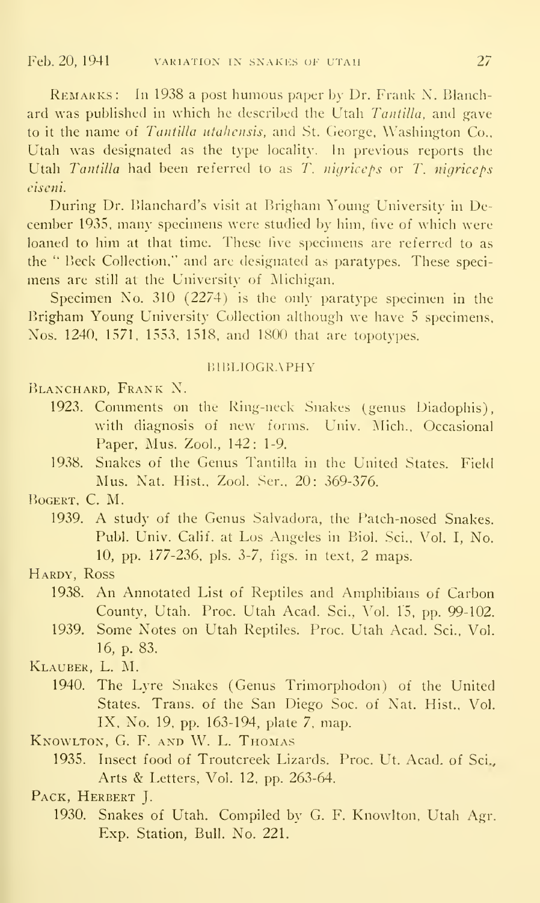REMARKS: In 1938 a post humous paper by Dr. Frank N. Blanchard was published in which he described the Utah *Tantilla*, and gave to it the name of *Tantilla utahensis*, and St. George, Washington Co., Utah was designated as the type locality. In previous reports the Utah *Tantilla* had been referred to as *T. nigriceps* or *T. nigriceps eiseni*.

During Dr. Blanchard's visit at Brigham Young University in December 1935, many specimens were studied by him, five of which were loaned to him at that time. These five specimens are referred to as the "Beck Collection," and are designated as paratypes. These specimens are still at the University of Michigan.

Specimen No. 310 (2274) is the only paratype specimen in the Brigham Young University Collection although we have 5 specimens, Nos. 1240, 1571, 1553, 1518, and 1800 that are topotypes.

## BIBLIOGRAPHY

BLANCHARD, FRANK N.

1923. Comments on the Ring-neck Snakes (genus Diadophis), with diagnosis of new forms. Univ. Mich., Occasional Paper, Mus. Zool., 142: 1-9.

1938. Snakes of the Genus Tantilla in the United States. Field Mus. Nat. Hist., Zool. Ser., 20: 369-376.

BOGERT, C. M.

1939. A study of the Genus Salvadora, the Patch-nosed Snakes. Publ. Univ. Calif. at Los Angeles in Biol. Sci., Vol. I, No. 10, pp. 177-236, pls. 3-7, figs. in text, 2 maps.

HARDY, ROSS

1938. An Annotated List of Reptiles and Amphibians of Carbon County, Utah. Proc. Utah Acad. Sci., Vol. 15, pp. 99-102.

1939. Some Notes on Utah Reptiles. Proc. Utah Acad. Sci., Vol. 16, p. 83.

KLAUBER, L. M.

1940. The Lyre Snakes (Genus Trimorphodon) of the United States. Trans. of the San Diego Soc. of Nat. Hist., Vol. IX, No. 19, pp. 163-194, plate 7, map.

KNOWLTON, G. F. AND W. L. THOMAS

1935. Insect food of Troutcreek Lizards. Proc. Ut. Acad. of Sci., Arts & Letters, Vol. 12, pp. 263-64.

PACK, HERBERT J.

1930. Snakes of Utah. Compiled by G. F. Knowlton, Utah Agr. Exp. Station, Bull. No. 221.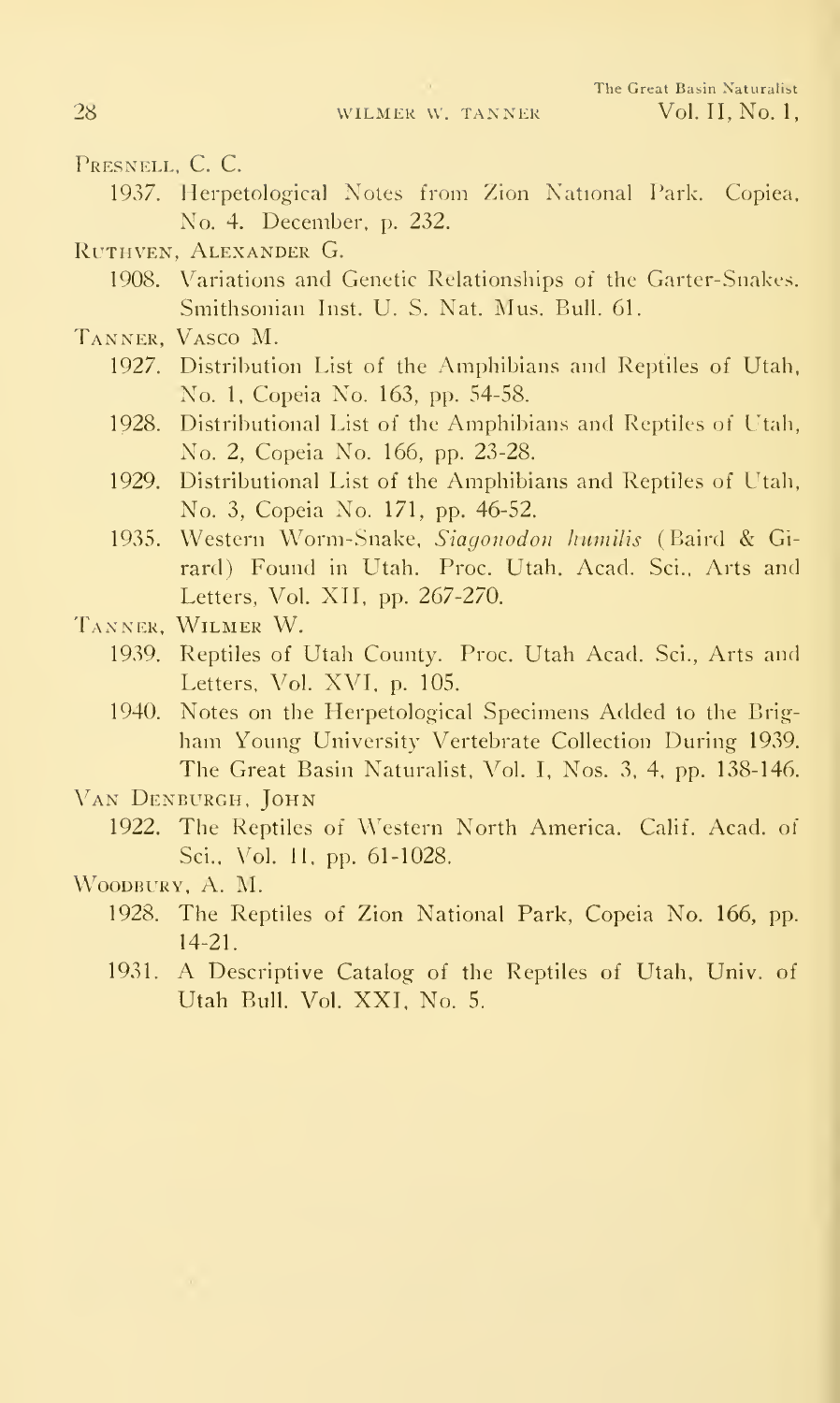Presnell, C. C.

1937. Herpetological Notes from Zion National Park. Copiea, No. 4. December, p. 232.

Ruthven, Alexander G.

1908. Variations and Genetic Relationships of the Garter-Snakes. Smithsonian Inst. U. S. Nat. Mus. Bull. 61.

Tanner, Vasco M.

1927. Distribution List of the Amphibians and Reptiles of Utah, No. 1, Copeia No. 163, pp. 54-58.

1928. Distributional List of the Amphibians and Reptiles of Utah, No. 2, Copeia No. 166, pp. 23-28.

1929. Distributional List of the Amphibians and Reptiles of Utah, No. 3, Copeia No. 171, pp. 46-52.

1935. Western Worm-Snake, *Siagonodon humilis* (Baird & Girard) Found in Utah. Proc. Utah. Acad. Sci., Arts and Letters, Vol. XII, pp. 267-270.

Tanner, Wilmer W.

1939. Reptiles of Utah County. Proc. Utah Acad. Sci., Arts and Letters, Vol. XVI, p. 105.

1940. Notes on the Herpetological Specimens Added to the Brigham Young University Vertebrate Collection During 1939. The Great Basin Naturalist, Vol. I, Nos. 3, 4, pp. 138-146.

Van Denburgh, John

1922. The Reptiles of Western North America. Calif. Acad. of Sci., Vol. 11, pp. 61-1028.

Woodbury, A. M.

1928. The Reptiles of Zion National Park, Copeia No. 166, pp. 14-21.

1931. A Descriptive Catalog of the Reptiles of Utah, Univ. of Utah Bull. Vol. XXI, No. 5.